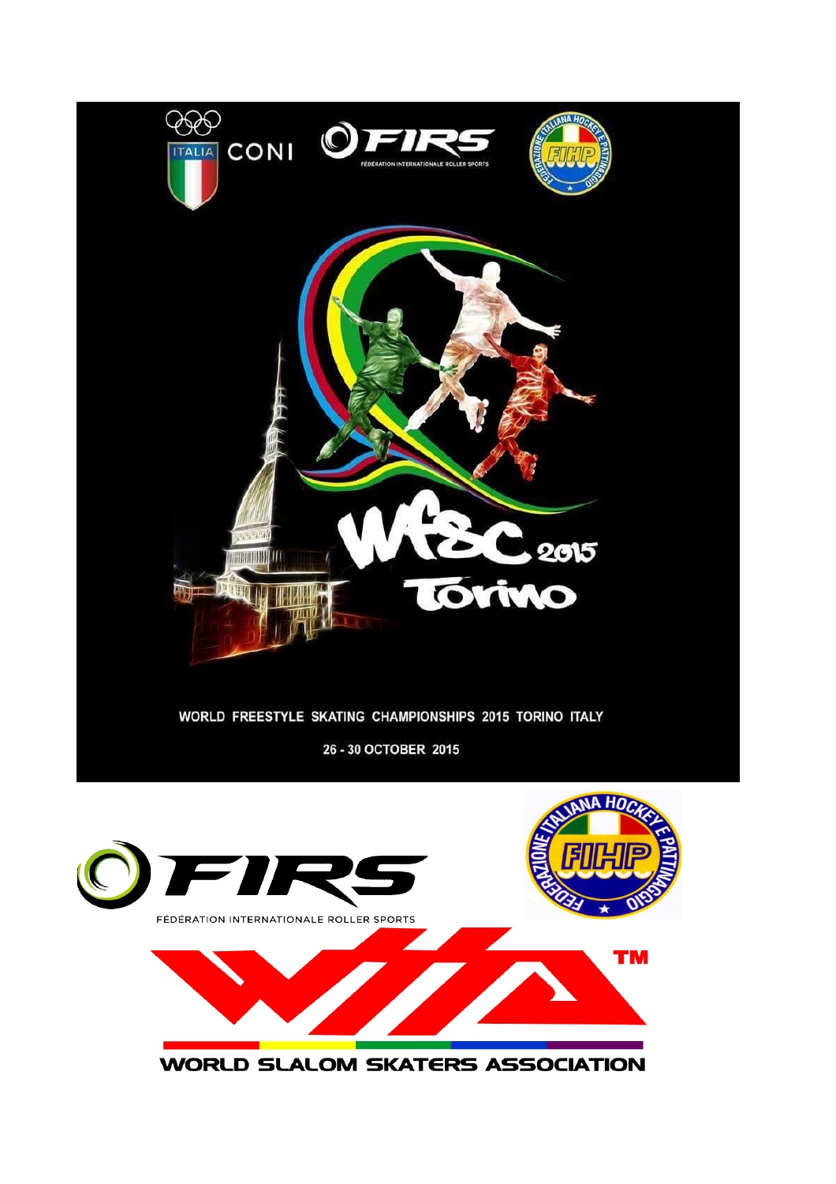ITALIA CONI

FIRS
FÉDÉRATION INTERNATIONALE ROLLER SPORTS

FEDERAZIONE ITALIANA HOCKEY E PATTINAGGIO
FIHP

WFSC 2015
Torino

WORLD FREESTYLE SKATING CHAMPIONSHIPS 2015 TORINO ITALY

26 - 30 OCTOBER 2015

FIRS
FÉDÉRATION INTERNATIONALE ROLLER SPORTS

FEDERAZIONE ITALIANA HOCKEY E PATTINAGGIO
FIHP

WSSA™
WORLD SLALOM SKATERS ASSOCIATION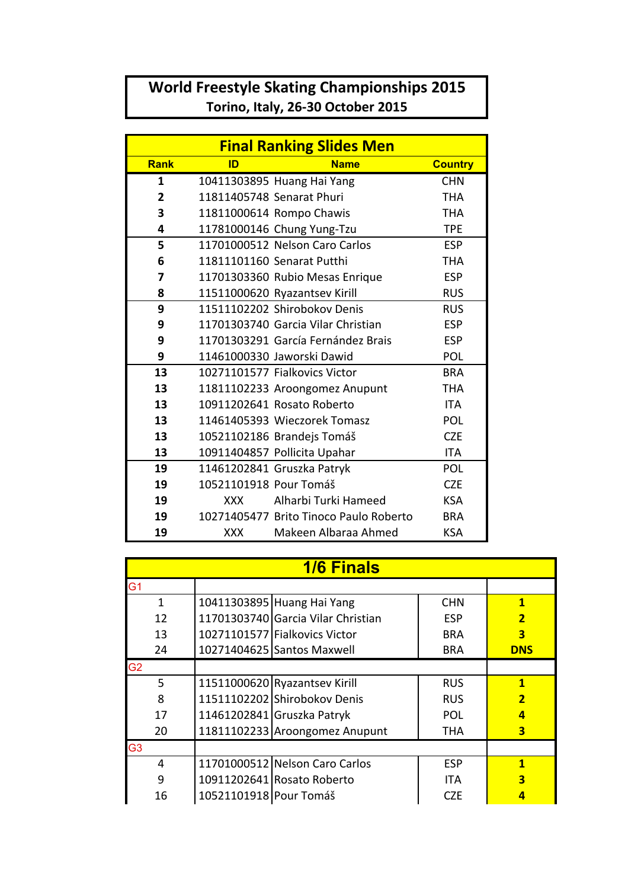# World Freestyle Skating Championships 2015

**Torino, Italy, 26-30 October 2015**

## Final Ranking Slides Men

| Rank | ID | Name | Country |
|---|---|---|---|
| 1 | 10411303895 | Huang Hai Yang | CHN |
| 2 | 11811405748 | Senarat Phuri | THA |
| 3 | 11811000614 | Rompo Chawis | THA |
| 4 | 11781000146 | Chung Yung-Tzu | TPE |
| 5 | 11701000512 | Nelson Caro Carlos | ESP |
| 6 | 11811101160 | Senarat Putthi | THA |
| 7 | 11701303360 | Rubio Mesas Enrique | ESP |
| 8 | 11511000620 | Ryazantsev Kirill | RUS |
| 9 | 11511102202 | Shirobokov Denis | RUS |
| 9 | 11701303740 | Garcia Vilar Christian | ESP |
| 9 | 11701303291 | García Fernández Brais | ESP |
| 9 | 11461000330 | Jaworski Dawid | POL |
| 13 | 10271101577 | Fialkovics Victor | BRA |
| 13 | 11811102233 | Aroongomez Anupunt | THA |
| 13 | 10911202641 | Rosato Roberto | ITA |
| 13 | 11461405393 | Wieczorek Tomasz | POL |
| 13 | 10521102186 | Brandejs Tomáš | CZE |
| 13 | 10911404857 | Pollicita Upahar | ITA |
| 19 | 11461202841 | Gruszka Patryk | POL |
| 19 | 10521101918 | Pour Tomáš | CZE |
| 19 | XXX | Alharbi Turki Hameed | KSA |
| 19 | 10271405477 | Brito Tinoco Paulo Roberto | BRA |
| 19 | XXX | Makeen Albaraa Ahmed | KSA |

## 1/6 Finals

| | | | | |
|---|---|---|---|---|
| G1 | | | | |
| 1 | 10411303895 | Huang Hai Yang | CHN | **1** |
| 12 | 11701303740 | Garcia Vilar Christian | ESP | **2** |
| 13 | 10271101577 | Fialkovics Victor | BRA | **3** |
| 24 | 10271404625 | Santos Maxwell | BRA | **DNS** |
| G2 | | | | |
| 5 | 11511000620 | Ryazantsev Kirill | RUS | **1** |
| 8 | 11511102202 | Shirobokov Denis | RUS | **2** |
| 17 | 11461202841 | Gruszka Patryk | POL | **4** |
| 20 | 11811102233 | Aroongomez Anupunt | THA | **3** |
| G3 | | | | |
| 4 | 11701000512 | Nelson Caro Carlos | ESP | **1** |
| 9 | 10911202641 | Rosato Roberto | ITA | **3** |
| 16 | 10521101918 | Pour Tomáš | CZE | **4** |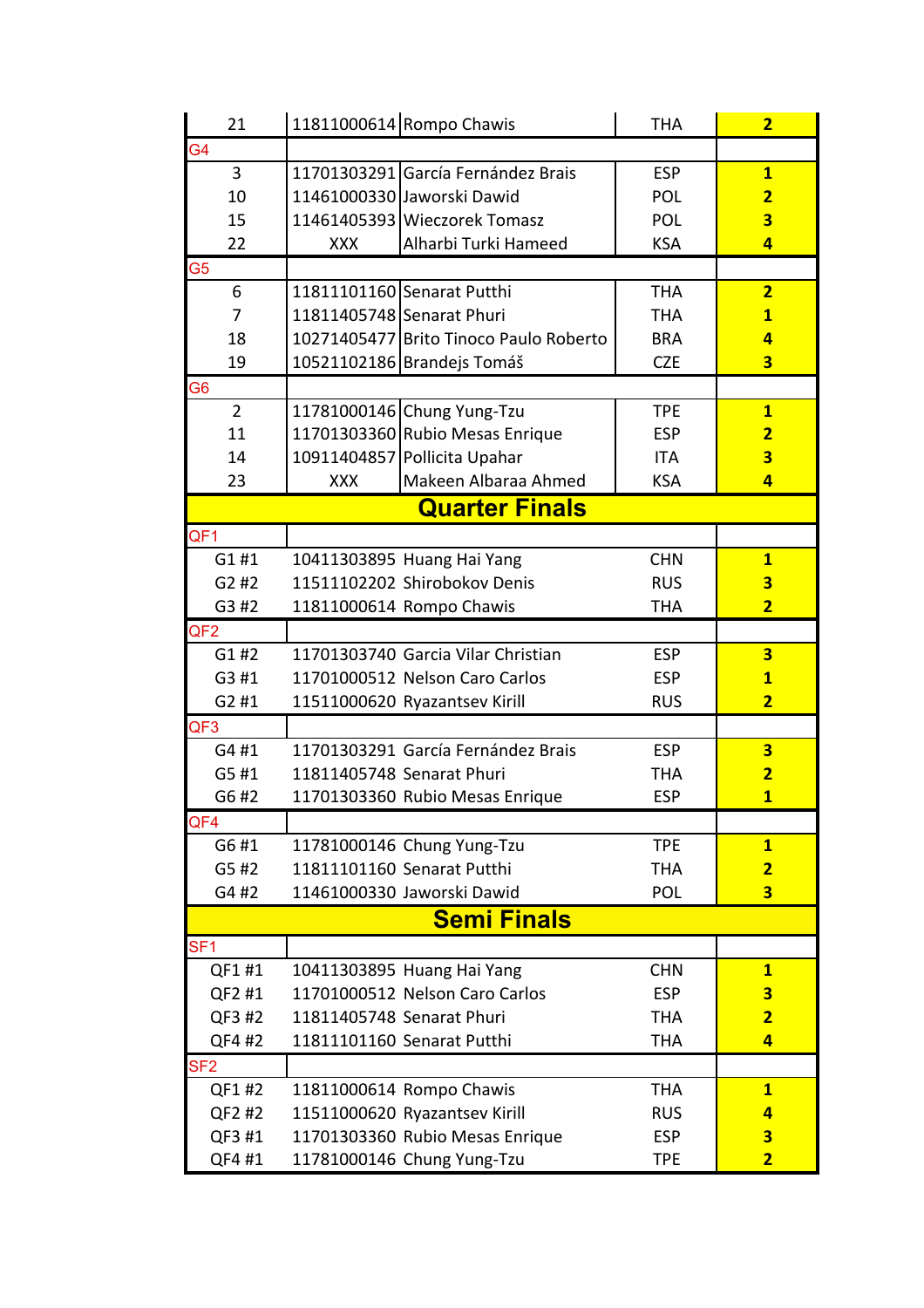| | | | | |
|---|---|---|---|---|
| 21 | 11811000614 | Rompo Chawis | THA | **2** |
| G4 | | | | |
| 3 | 11701303291 | García Fernández Brais | ESP | **1** |
| 10 | 11461000330 | Jaworski Dawid | POL | **2** |
| 15 | 11461405393 | Wieczorek Tomasz | POL | **3** |
| 22 | XXX | Alharbi Turki Hameed | KSA | **4** |
| G5 | | | | |
| 6 | 11811101160 | Senarat Putthi | THA | **2** |
| 7 | 11811405748 | Senarat Phuri | THA | **1** |
| 18 | 10271405477 | Brito Tinoco Paulo Roberto | BRA | **4** |
| 19 | 10521102186 | Brandejs Tomáš | CZE | **3** |
| G6 | | | | |
| 2 | 11781000146 | Chung Yung-Tzu | TPE | **1** |
| 11 | 11701303360 | Rubio Mesas Enrique | ESP | **2** |
| 14 | 10911404857 | Pollicita Upahar | ITA | **3** |
| 23 | XXX | Makeen Albaraa Ahmed | KSA | **4** |
| **Quarter Finals** | | | | |
| QF1 | | | | |
| G1 #1 | 10411303895 | Huang Hai Yang | CHN | **1** |
| G2 #2 | 11511102202 | Shirobokov Denis | RUS | **3** |
| G3 #2 | 11811000614 | Rompo Chawis | THA | **2** |
| QF2 | | | | |
| G1 #2 | 11701303740 | Garcia Vilar Christian | ESP | **3** |
| G3 #1 | 11701000512 | Nelson Caro Carlos | ESP | **1** |
| G2 #1 | 11511000620 | Ryazantsev Kirill | RUS | **2** |
| QF3 | | | | |
| G4 #1 | 11701303291 | García Fernández Brais | ESP | **3** |
| G5 #1 | 11811405748 | Senarat Phuri | THA | **2** |
| G6 #2 | 11701303360 | Rubio Mesas Enrique | ESP | **1** |
| QF4 | | | | |
| G6 #1 | 11781000146 | Chung Yung-Tzu | TPE | **1** |
| G5 #2 | 11811101160 | Senarat Putthi | THA | **2** |
| G4 #2 | 11461000330 | Jaworski Dawid | POL | **3** |
| **Semi Finals** | | | | |
| SF1 | | | | |
| QF1 #1 | 10411303895 | Huang Hai Yang | CHN | **1** |
| QF2 #1 | 11701000512 | Nelson Caro Carlos | ESP | **3** |
| QF3 #2 | 11811405748 | Senarat Phuri | THA | **2** |
| QF4 #2 | 11811101160 | Senarat Putthi | THA | **4** |
| SF2 | | | | |
| QF1 #2 | 11811000614 | Rompo Chawis | THA | **1** |
| QF2 #2 | 11511000620 | Ryazantsev Kirill | RUS | **4** |
| QF3 #1 | 11701303360 | Rubio Mesas Enrique | ESP | **3** |
| QF4 #1 | 11781000146 | Chung Yung-Tzu | TPE | **2** |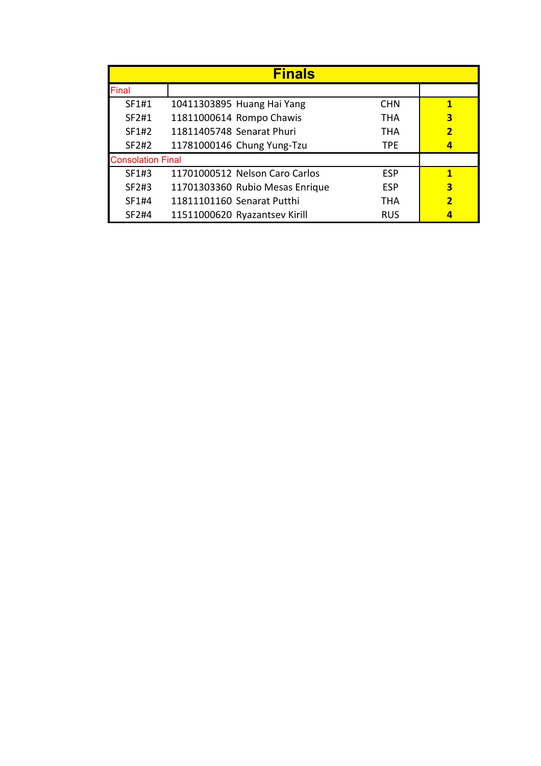## Finals

| | | | | |
|---|---|---|---|---|
| Final | | | | |
| SF1#1 | 10411303895 | Huang Hai Yang | CHN | **1** |
| SF2#1 | 11811000614 | Rompo Chawis | THA | **3** |
| SF1#2 | 11811405748 | Senarat Phuri | THA | **2** |
| SF2#2 | 11781000146 | Chung Yung-Tzu | TPE | **4** |
| Consolation Final | | | | |
| SF1#3 | 11701000512 | Nelson Caro Carlos | ESP | **1** |
| SF2#3 | 11701303360 | Rubio Mesas Enrique | ESP | **3** |
| SF1#4 | 11811101160 | Senarat Putthi | THA | **2** |
| SF2#4 | 11511000620 | Ryazantsev Kirill | RUS | **4** |